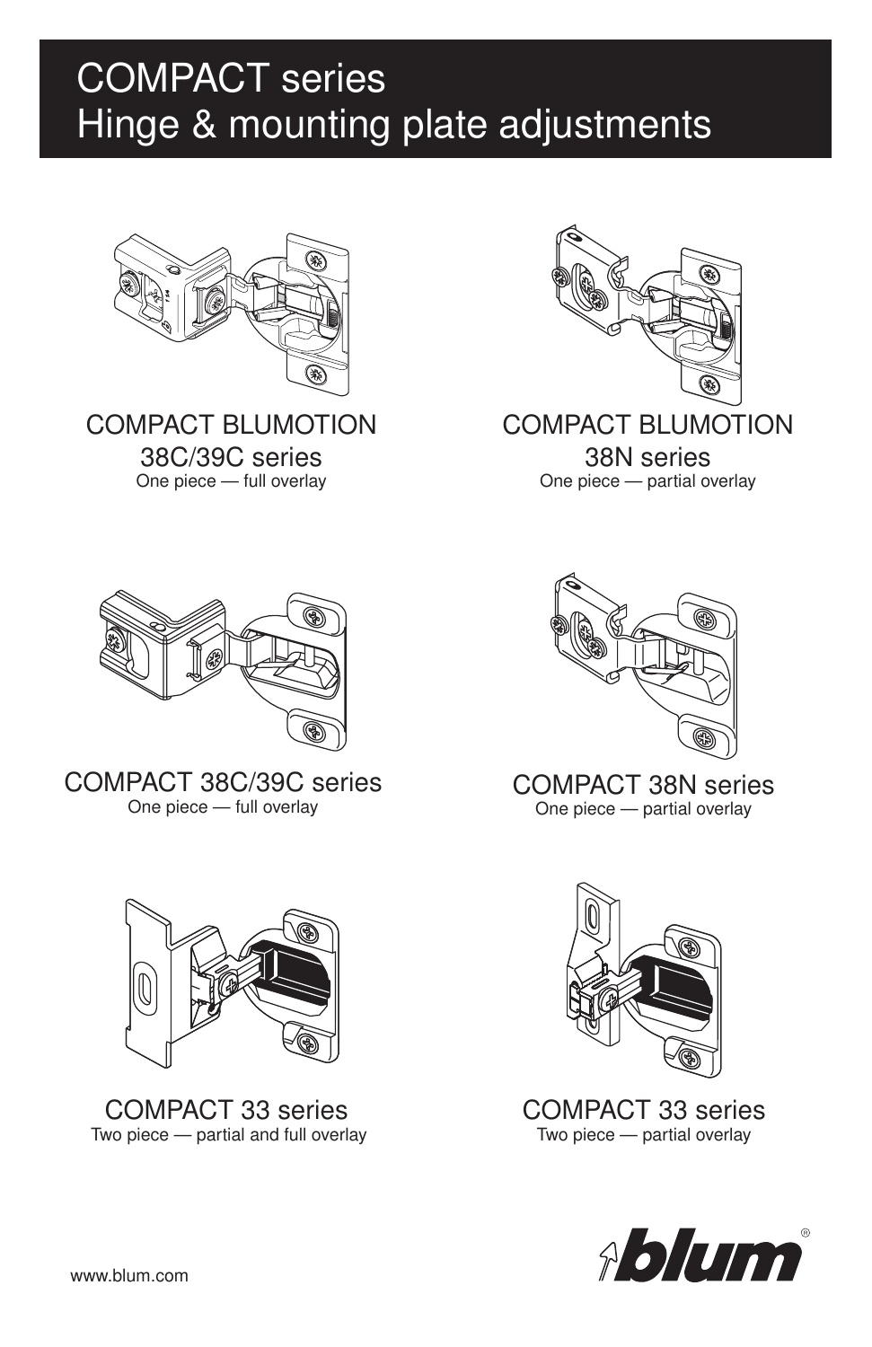# COMPACT series
# Hinge & mounting plate adjustments

COMPACT BLUMOTION
38C/39C series
One piece — full overlay

COMPACT BLUMOTION
38N series
One piece — partial overlay

COMPACT 38C/39C series
One piece — full overlay

COMPACT 38N series
One piece — partial overlay

COMPACT 33 series
Two piece — partial and full overlay

COMPACT 33 series
Two piece — partial overlay

www.blum.com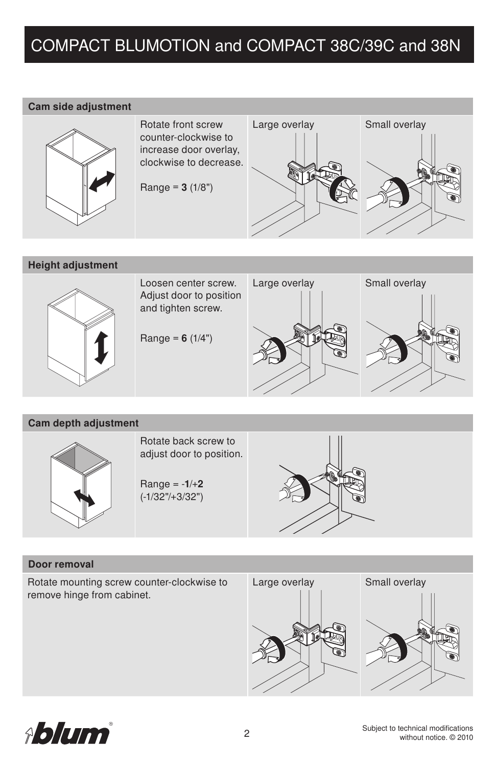# COMPACT BLUMOTION and COMPACT 38C/39C and 38N

## Cam side adjustment

Rotate front screw counter-clockwise to increase door overlay, clockwise to decrease.

Range = **3** (1/8")

Large overlay

Small overlay

## Height adjustment

Loosen center screw. Adjust door to position and tighten screw.

Range = **6** (1/4")

Large overlay

Small overlay

## Cam depth adjustment

Rotate back screw to adjust door to position.

Range = -**1**/+**2** (-1/32"/+3/32")

## Door removal

Rotate mounting screw counter-clockwise to remove hinge from cabinet.

Large overlay

Small overlay

Subject to technical modifications without notice. © 2010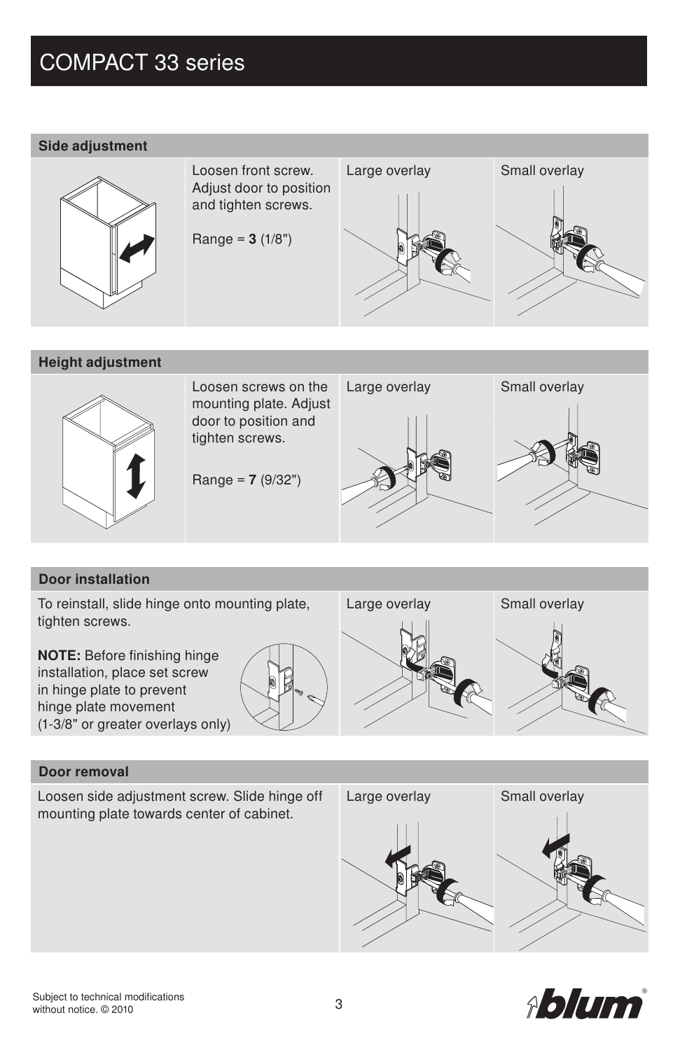# COMPACT 33 series

## Side adjustment

Loosen front screw. Adjust door to position and tighten screws.

Range = **3** (1/8")

Large overlay

Small overlay

## Height adjustment

Loosen screws on the mounting plate. Adjust door to position and tighten screws.

Range = **7** (9/32")

Large overlay

Small overlay

## Door installation

To reinstall, slide hinge onto mounting plate, tighten screws.

**NOTE:** Before finishing hinge installation, place set screw in hinge plate to prevent hinge plate movement (1-3/8" or greater overlays only)

Large overlay

Small overlay

## Door removal

Loosen side adjustment screw. Slide hinge off mounting plate towards center of cabinet.

Large overlay

Small overlay

Subject to technical modifications without notice. © 2010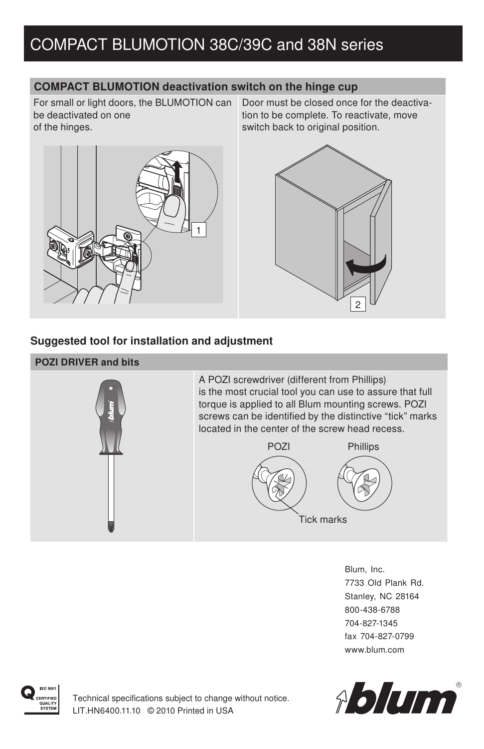# COMPACT BLUMOTION 38C/39C and 38N series

## COMPACT BLUMOTION deactivation switch on the hinge cup

For small or light doors, the BLUMOTION can be deactivated on one of the hinges.

1

Door must be closed once for the deactivation to be complete. To reactivate, move switch back to original position.

2

### Suggested tool for installation and adjustment

#### POZI DRIVER and bits

A POZI screwdriver (different from Phillips) is the most crucial tool you can use to assure that full torque is applied to all Blum mounting screws. POZI screws can be identified by the distinctive "tick" marks located in the center of the screw head recess.

POZI

Phillips

Tick marks

Blum, Inc.
7733 Old Plank Rd.
Stanley, NC 28164
800-438-6788
704-827-1345
fax 704-827-0799
www.blum.com

ISO 9001 CERTIFIED QUALITY SYSTEM

Technical specifications subject to change without notice.
LIT.HN6400.11.10 © 2010 Printed in USA

blum®